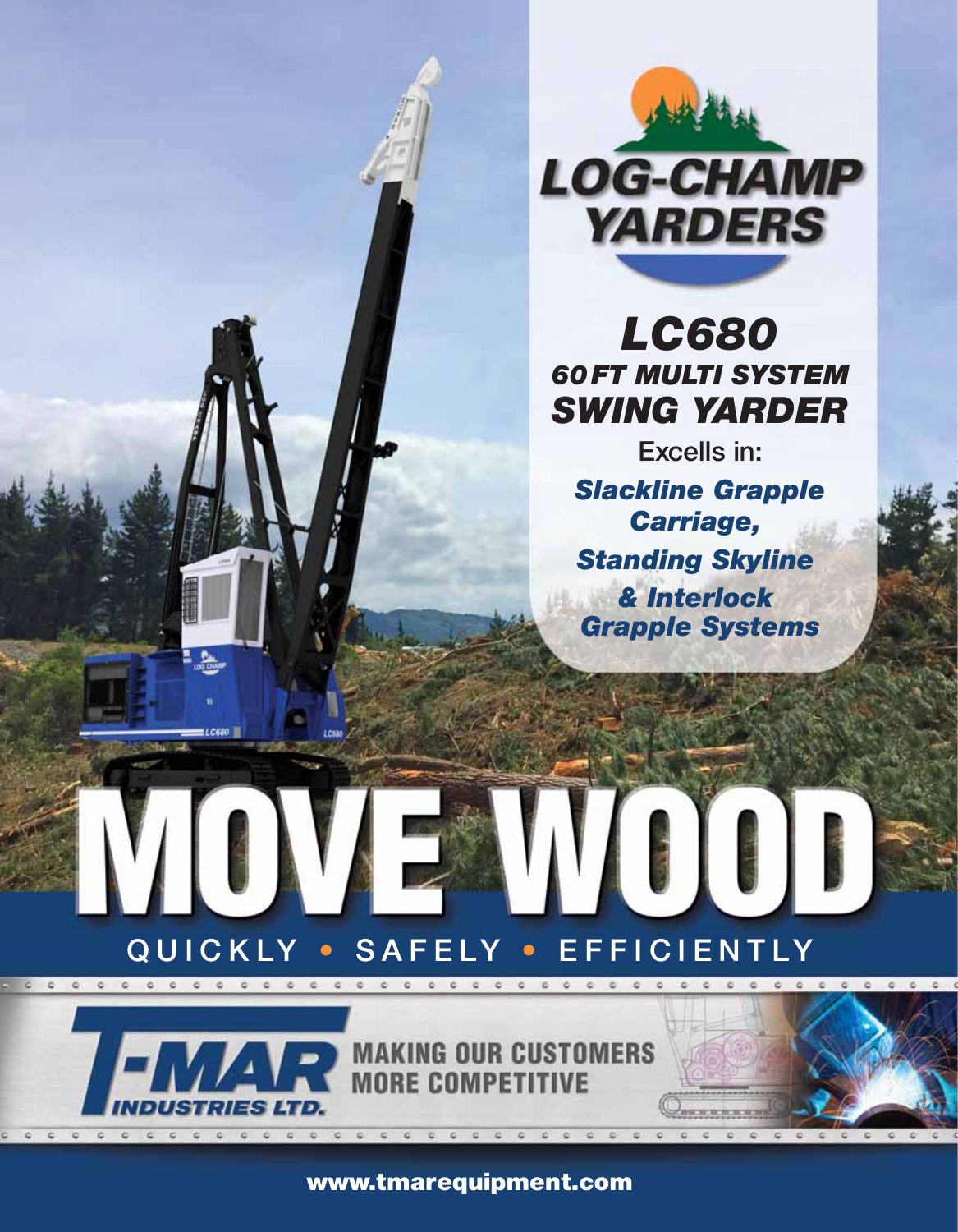# LOG-CHAMP YARDERS

## LC680
### 60 FT MULTI SYSTEM SWING YARDER

Excells in:

*Slackline Grapple Carriage,*

*Standing Skyline*

*& Interlock Grapple Systems*

# MOVE WOOD

QUICKLY • SAFELY • EFFICIENTLY

**T-MAR INDUSTRIES LTD.**

MAKING OUR CUSTOMERS MORE COMPETITIVE

www.tmarequipment.com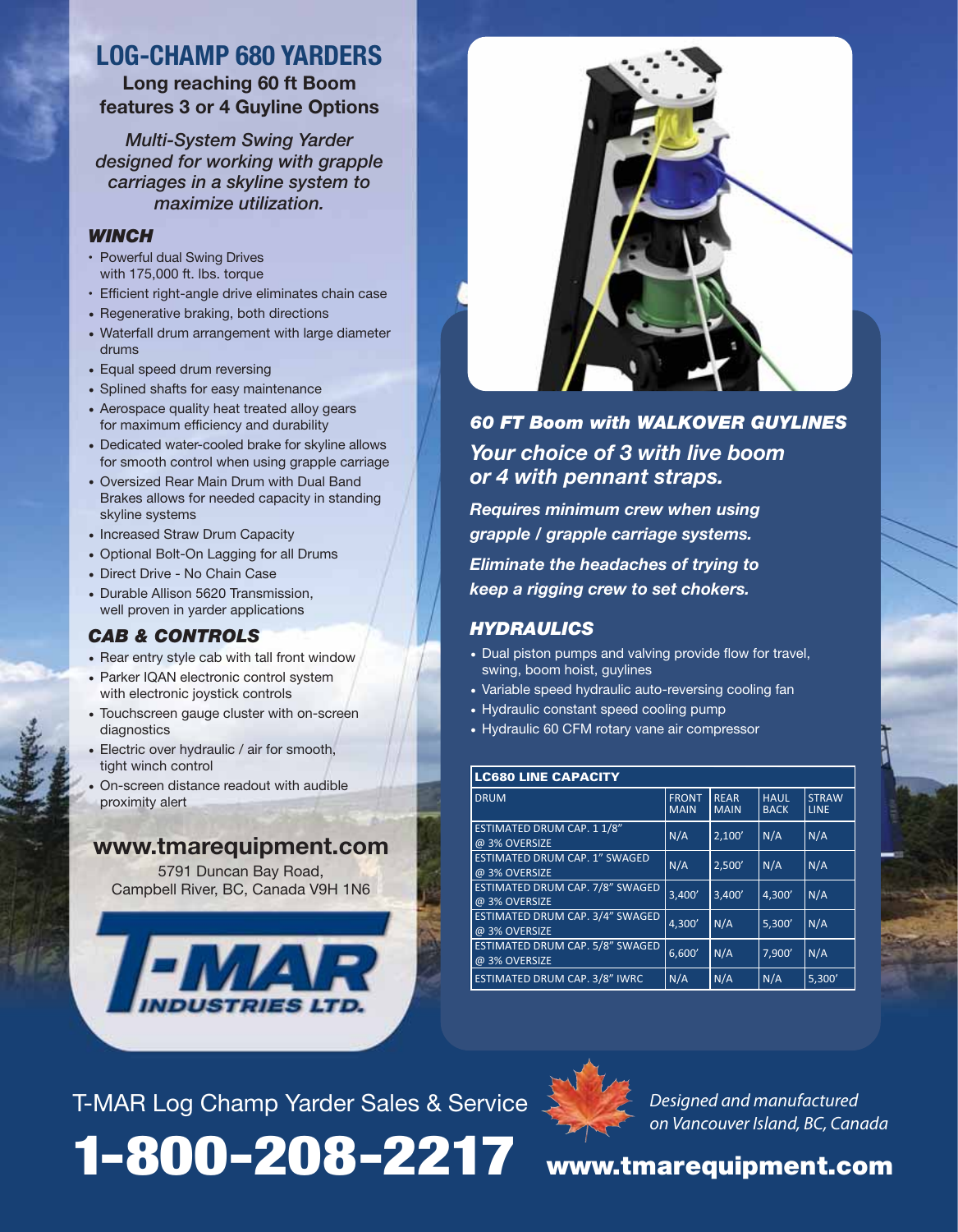# LOG-CHAMP 680 YARDERS

**Long reaching 60 ft Boom features 3 or 4 Guyline Options**

*Multi-System Swing Yarder designed for working with grapple carriages in a skyline system to maximize utilization.*

### *WINCH*

- Powerful dual Swing Drives with 175,000 ft. lbs. torque
- Efficient right-angle drive eliminates chain case
- Regenerative braking, both directions
- Waterfall drum arrangement with large diameter drums
- Equal speed drum reversing
- Splined shafts for easy maintenance
- Aerospace quality heat treated alloy gears for maximum efficiency and durability
- Dedicated water-cooled brake for skyline allows for smooth control when using grapple carriage
- Oversized Rear Main Drum with Dual Band Brakes allows for needed capacity in standing skyline systems
- Increased Straw Drum Capacity
- Optional Bolt-On Lagging for all Drums
- Direct Drive - No Chain Case
- Durable Allison 5620 Transmission, well proven in yarder applications

### *CAB & CONTROLS*

- Rear entry style cab with tall front window
- Parker IQAN electronic control system with electronic joystick controls
- Touchscreen gauge cluster with on-screen diagnostics
- Electric over hydraulic / air for smooth, tight winch control
- On-screen distance readout with audible proximity alert

**www.tmarequipment.com**

5791 Duncan Bay Road,
Campbell River, BC, Canada V9H 1N6

T-MAR INDUSTRIES LTD.

***60 FT Boom with WALKOVER GUYLINES***

***Your choice of 3 with live boom or 4 with pennant straps.***

***Requires minimum crew when using grapple / grapple carriage systems.***

***Eliminate the headaches of trying to keep a rigging crew to set chokers.***

### *HYDRAULICS*

- Dual piston pumps and valving provide flow for travel, swing, boom hoist, guylines
- Variable speed hydraulic auto-reversing cooling fan
- Hydraulic constant speed cooling pump
- Hydraulic 60 CFM rotary vane air compressor

**LC680 LINE CAPACITY**

| DRUM | FRONT MAIN | REAR MAIN | HAUL BACK | STRAW LINE |
|---|---|---|---|---|
| ESTIMATED DRUM CAP. 1 1/8" @ 3% OVERSIZE | N/A | 2,100' | N/A | N/A |
| ESTIMATED DRUM CAP. 1" SWAGED @ 3% OVERSIZE | N/A | 2,500' | N/A | N/A |
| ESTIMATED DRUM CAP. 7/8" SWAGED @ 3% OVERSIZE | 3,400' | 3,400' | 4,300' | N/A |
| ESTIMATED DRUM CAP. 3/4" SWAGED @ 3% OVERSIZE | 4,300' | N/A | 5,300' | N/A |
| ESTIMATED DRUM CAP. 5/8" SWAGED @ 3% OVERSIZE | 6,600' | N/A | 7,900' | N/A |
| ESTIMATED DRUM CAP. 3/8" IWRC | N/A | N/A | N/A | 5,300' |

T-MAR Log Champ Yarder Sales & Service

**1-800-208-2217**

*Designed and manufactured on Vancouver Island, BC, Canada*

**www.tmarequipment.com**